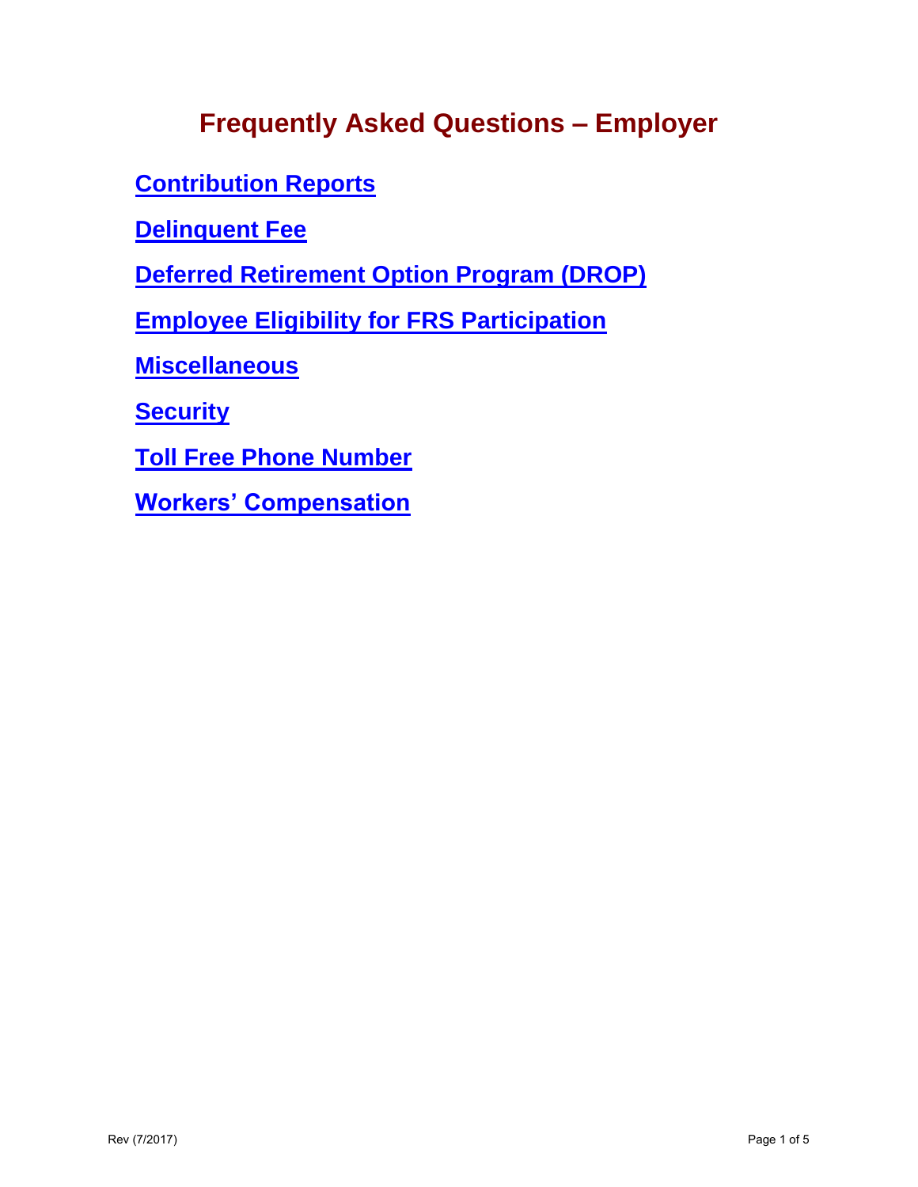# Frequently Asked Questions – Employer

**Contribution Reports**

**Delinquent Fee**

**Deferred Retirement Option Program (DROP)**

**Employee Eligibility for FRS Participation**

**Miscellaneous**

**Security**

**Toll Free Phone Number**

**Workers' Compensation**

Rev (7/2017)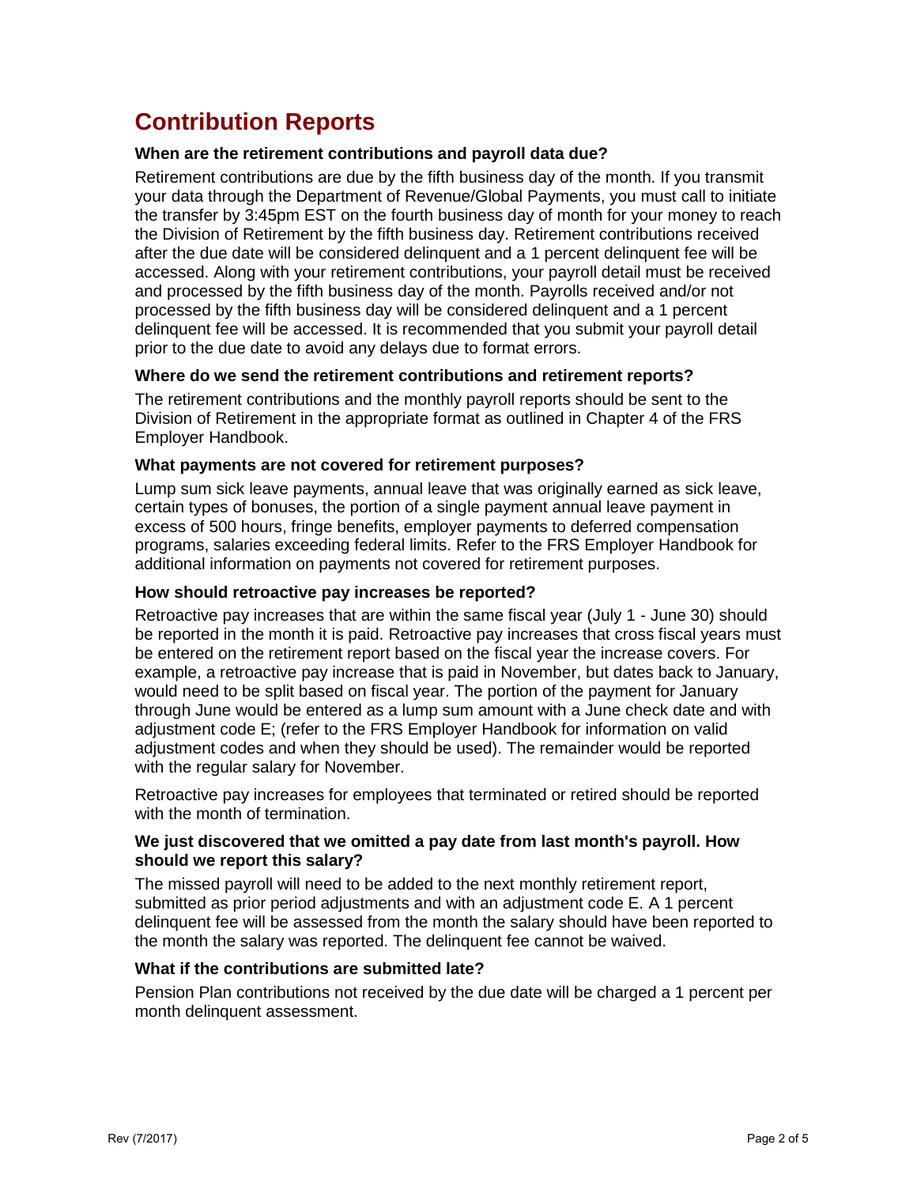# Contribution Reports

**When are the retirement contributions and payroll data due?**

Retirement contributions are due by the fifth business day of the month. If you transmit your data through the Department of Revenue/Global Payments, you must call to initiate the transfer by 3:45pm EST on the fourth business day of month for your money to reach the Division of Retirement by the fifth business day. Retirement contributions received after the due date will be considered delinquent and a 1 percent delinquent fee will be accessed. Along with your retirement contributions, your payroll detail must be received and processed by the fifth business day of the month. Payrolls received and/or not processed by the fifth business day will be considered delinquent and a 1 percent delinquent fee will be accessed. It is recommended that you submit your payroll detail prior to the due date to avoid any delays due to format errors.

**Where do we send the retirement contributions and retirement reports?**

The retirement contributions and the monthly payroll reports should be sent to the Division of Retirement in the appropriate format as outlined in Chapter 4 of the FRS Employer Handbook.

**What payments are not covered for retirement purposes?**

Lump sum sick leave payments, annual leave that was originally earned as sick leave, certain types of bonuses, the portion of a single payment annual leave payment in excess of 500 hours, fringe benefits, employer payments to deferred compensation programs, salaries exceeding federal limits. Refer to the FRS Employer Handbook for additional information on payments not covered for retirement purposes.

**How should retroactive pay increases be reported?**

Retroactive pay increases that are within the same fiscal year (July 1 - June 30) should be reported in the month it is paid. Retroactive pay increases that cross fiscal years must be entered on the retirement report based on the fiscal year the increase covers. For example, a retroactive pay increase that is paid in November, but dates back to January, would need to be split based on fiscal year. The portion of the payment for January through June would be entered as a lump sum amount with a June check date and with adjustment code E; (refer to the FRS Employer Handbook for information on valid adjustment codes and when they should be used). The remainder would be reported with the regular salary for November.

Retroactive pay increases for employees that terminated or retired should be reported with the month of termination.

**We just discovered that we omitted a pay date from last month's payroll. How should we report this salary?**

The missed payroll will need to be added to the next monthly retirement report, submitted as prior period adjustments and with an adjustment code E. A 1 percent delinquent fee will be assessed from the month the salary should have been reported to the month the salary was reported. The delinquent fee cannot be waived.

**What if the contributions are submitted late?**

Pension Plan contributions not received by the due date will be charged a 1 percent per month delinquent assessment.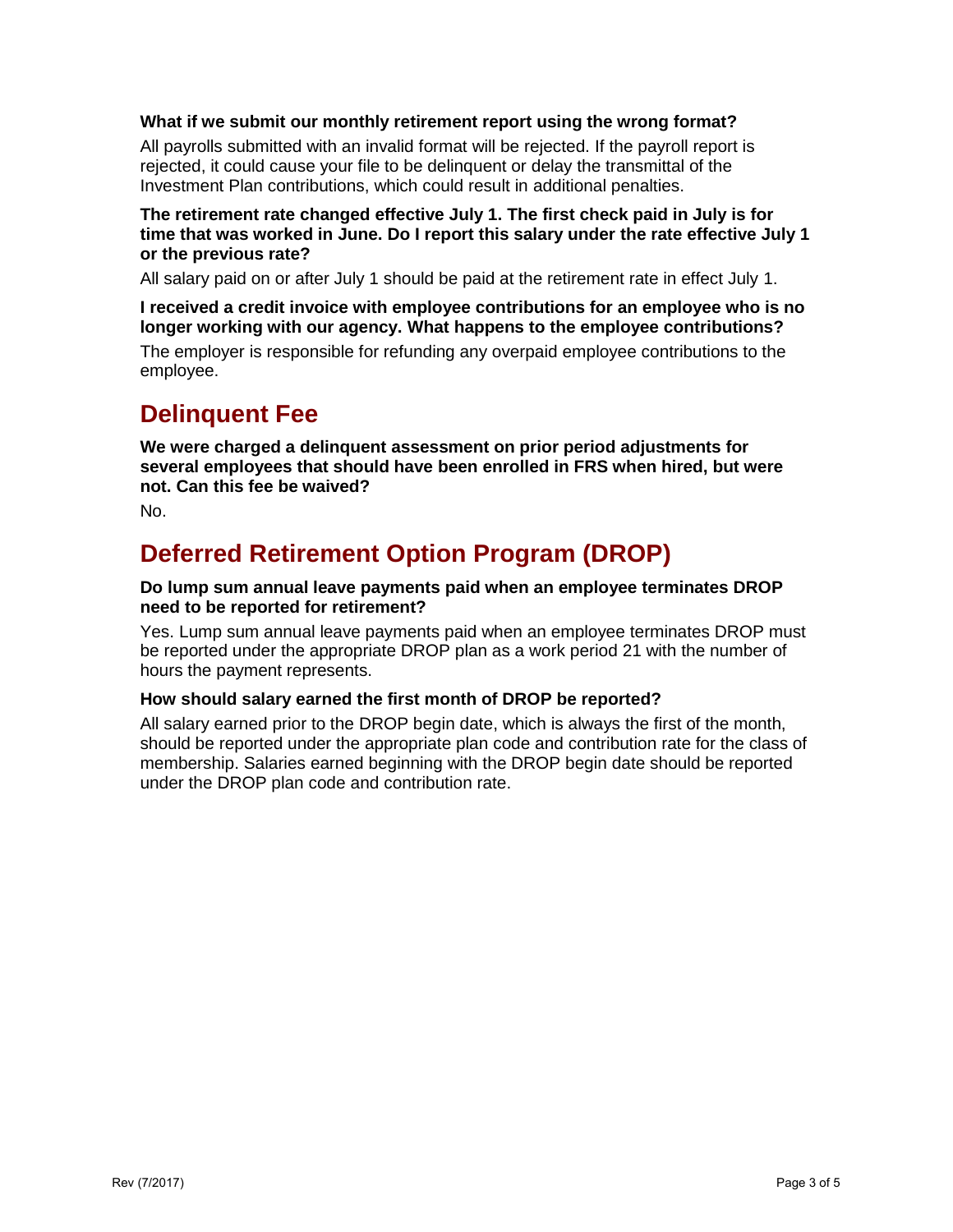**What if we submit our monthly retirement report using the wrong format?**

All payrolls submitted with an invalid format will be rejected. If the payroll report is rejected, it could cause your file to be delinquent or delay the transmittal of the Investment Plan contributions, which could result in additional penalties.

**The retirement rate changed effective July 1. The first check paid in July is for time that was worked in June. Do I report this salary under the rate effective July 1 or the previous rate?**

All salary paid on or after July 1 should be paid at the retirement rate in effect July 1.

**I received a credit invoice with employee contributions for an employee who is no longer working with our agency. What happens to the employee contributions?**

The employer is responsible for refunding any overpaid employee contributions to the employee.

## Delinquent Fee

**We were charged a delinquent assessment on prior period adjustments for several employees that should have been enrolled in FRS when hired, but were not. Can this fee be waived?**

No.

## Deferred Retirement Option Program (DROP)

**Do lump sum annual leave payments paid when an employee terminates DROP need to be reported for retirement?**

Yes. Lump sum annual leave payments paid when an employee terminates DROP must be reported under the appropriate DROP plan as a work period 21 with the number of hours the payment represents.

**How should salary earned the first month of DROP be reported?**

All salary earned prior to the DROP begin date, which is always the first of the month, should be reported under the appropriate plan code and contribution rate for the class of membership. Salaries earned beginning with the DROP begin date should be reported under the DROP plan code and contribution rate.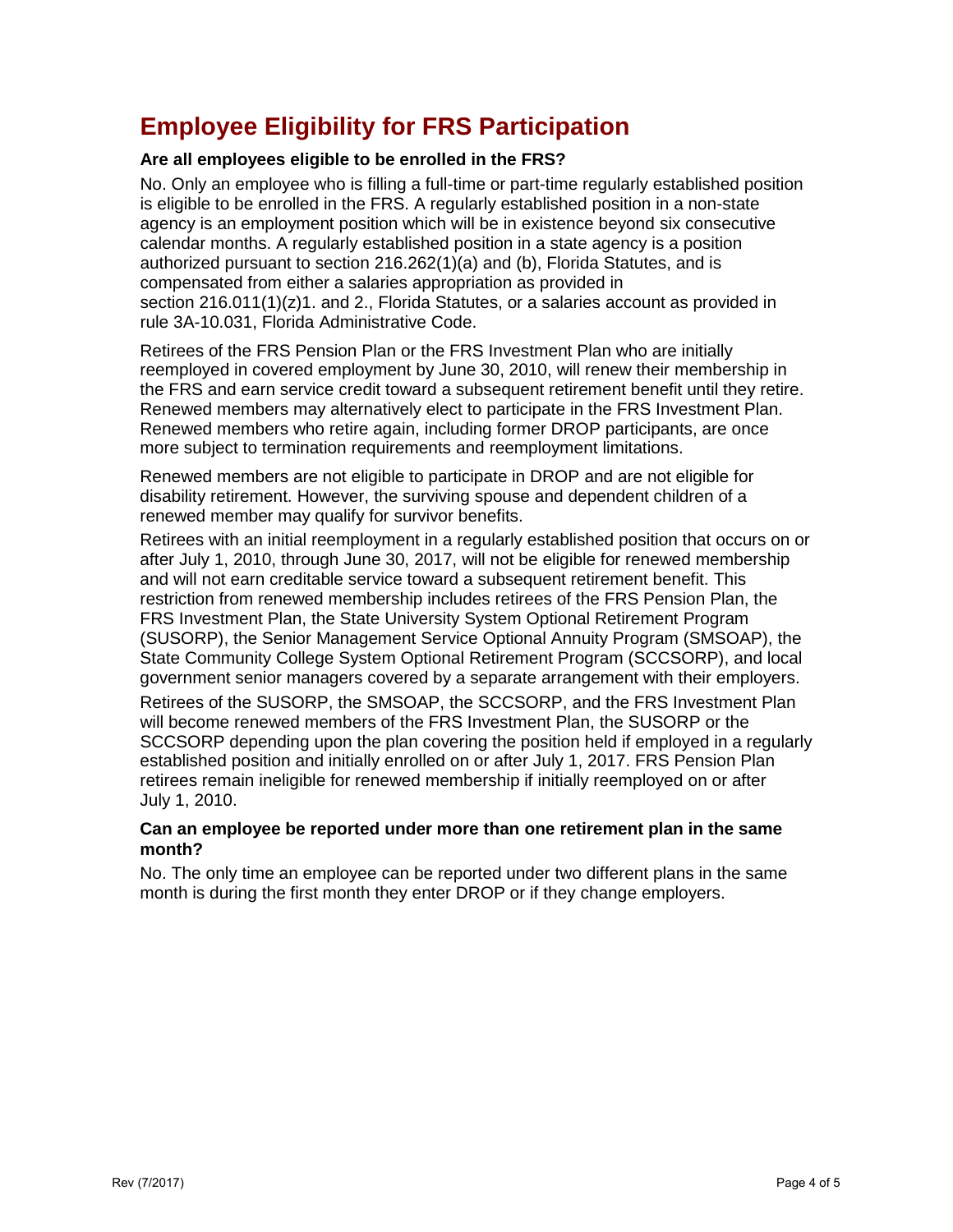## Employee Eligibility for FRS Participation

**Are all employees eligible to be enrolled in the FRS?**

No. Only an employee who is filling a full-time or part-time regularly established position is eligible to be enrolled in the FRS. A regularly established position in a non-state agency is an employment position which will be in existence beyond six consecutive calendar months. A regularly established position in a state agency is a position authorized pursuant to section 216.262(1)(a) and (b), Florida Statutes, and is compensated from either a salaries appropriation as provided in section 216.011(1)(z)1. and 2., Florida Statutes, or a salaries account as provided in rule 3A-10.031, Florida Administrative Code.

Retirees of the FRS Pension Plan or the FRS Investment Plan who are initially reemployed in covered employment by June 30, 2010, will renew their membership in the FRS and earn service credit toward a subsequent retirement benefit until they retire. Renewed members may alternatively elect to participate in the FRS Investment Plan. Renewed members who retire again, including former DROP participants, are once more subject to termination requirements and reemployment limitations.

Renewed members are not eligible to participate in DROP and are not eligible for disability retirement. However, the surviving spouse and dependent children of a renewed member may qualify for survivor benefits.

Retirees with an initial reemployment in a regularly established position that occurs on or after July 1, 2010, through June 30, 2017, will not be eligible for renewed membership and will not earn creditable service toward a subsequent retirement benefit. This restriction from renewed membership includes retirees of the FRS Pension Plan, the FRS Investment Plan, the State University System Optional Retirement Program (SUSORP), the Senior Management Service Optional Annuity Program (SMSOAP), the State Community College System Optional Retirement Program (SCCSORP), and local government senior managers covered by a separate arrangement with their employers.

Retirees of the SUSORP, the SMSOAP, the SCCSORP, and the FRS Investment Plan will become renewed members of the FRS Investment Plan, the SUSORP or the SCCSORP depending upon the plan covering the position held if employed in a regularly established position and initially enrolled on or after July 1, 2017. FRS Pension Plan retirees remain ineligible for renewed membership if initially reemployed on or after July 1, 2010.

**Can an employee be reported under more than one retirement plan in the same month?**

No. The only time an employee can be reported under two different plans in the same month is during the first month they enter DROP or if they change employers.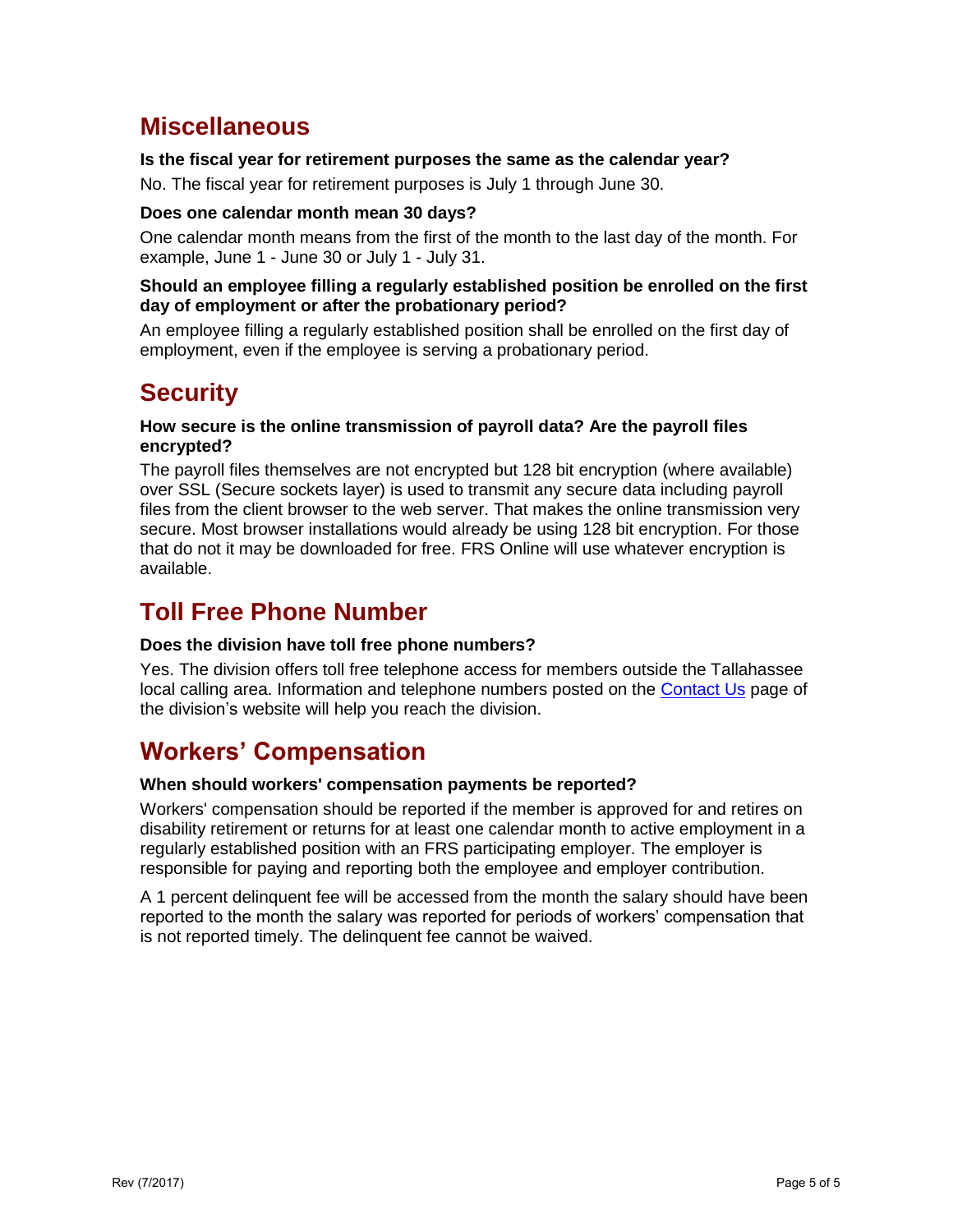## Miscellaneous

**Is the fiscal year for retirement purposes the same as the calendar year?**

No. The fiscal year for retirement purposes is July 1 through June 30.

**Does one calendar month mean 30 days?**

One calendar month means from the first of the month to the last day of the month. For example, June 1 - June 30 or July 1 - July 31.

**Should an employee filling a regularly established position be enrolled on the first day of employment or after the probationary period?**

An employee filling a regularly established position shall be enrolled on the first day of employment, even if the employee is serving a probationary period.

## Security

**How secure is the online transmission of payroll data? Are the payroll files encrypted?**

The payroll files themselves are not encrypted but 128 bit encryption (where available) over SSL (Secure sockets layer) is used to transmit any secure data including payroll files from the client browser to the web server. That makes the online transmission very secure. Most browser installations would already be using 128 bit encryption. For those that do not it may be downloaded for free. FRS Online will use whatever encryption is available.

## Toll Free Phone Number

**Does the division have toll free phone numbers?**

Yes. The division offers toll free telephone access for members outside the Tallahassee local calling area. Information and telephone numbers posted on the Contact Us page of the division's website will help you reach the division.

## Workers' Compensation

**When should workers' compensation payments be reported?**

Workers' compensation should be reported if the member is approved for and retires on disability retirement or returns for at least one calendar month to active employment in a regularly established position with an FRS participating employer. The employer is responsible for paying and reporting both the employee and employer contribution.

A 1 percent delinquent fee will be accessed from the month the salary should have been reported to the month the salary was reported for periods of workers' compensation that is not reported timely. The delinquent fee cannot be waived.